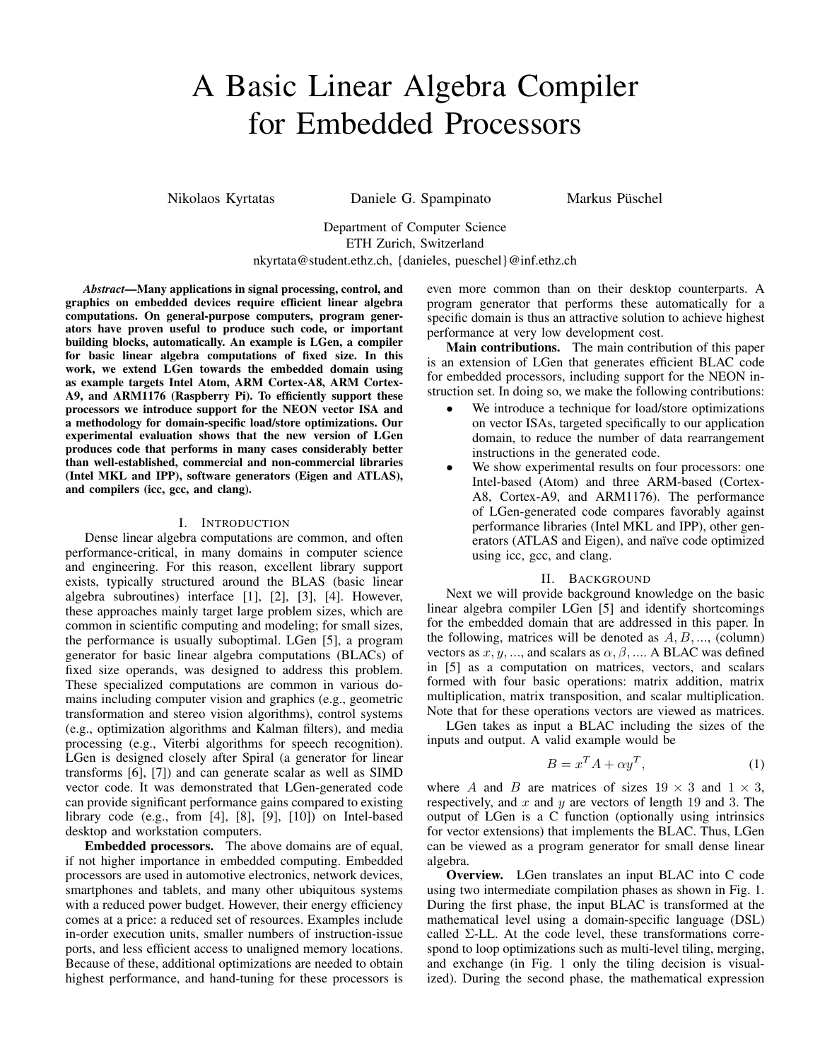# A Basic Linear Algebra Compiler for Embedded Processors

Nikolaos Kyrtatas Daniele G. Spampinato Markus Püschel

Department of Computer Science
ETH Zurich, Switzerland
nkyrtata@student.ethz.ch, {danieles, pueschel}@inf.ethz.ch

***Abstract*—Many applications in signal processing, control, and graphics on embedded devices require efficient linear algebra computations. On general-purpose computers, program generators have proven useful to produce such code, or important building blocks, automatically. An example is LGen, a compiler for basic linear algebra computations of fixed size. In this work, we extend LGen towards the embedded domain using as example targets Intel Atom, ARM Cortex-A8, ARM Cortex-A9, and ARM1176 (Raspberry Pi). To efficiently support these processors we introduce support for the NEON vector ISA and a methodology for domain-specific load/store optimizations. Our experimental evaluation shows that the new version of LGen produces code that performs in many cases considerably better than well-established, commercial and non-commercial libraries (Intel MKL and IPP), software generators (Eigen and ATLAS), and compilers (icc, gcc, and clang).**

## I. Introduction

Dense linear algebra computations are common, and often performance-critical, in many domains in computer science and engineering. For this reason, excellent library support exists, typically structured around the BLAS (basic linear algebra subroutines) interface [1], [2], [3], [4]. However, these approaches mainly target large problem sizes, which are common in scientific computing and modeling; for small sizes, the performance is usually suboptimal. LGen [5], a program generator for basic linear algebra computations (BLACs) of fixed size operands, was designed to address this problem. These specialized computations are common in various domains including computer vision and graphics (e.g., geometric transformation and stereo vision algorithms), control systems (e.g., optimization algorithms and Kalman filters), and media processing (e.g., Viterbi algorithms for speech recognition). LGen is designed closely after Spiral (a generator for linear transforms [6], [7]) and can generate scalar as well as SIMD vector code. It was demonstrated that LGen-generated code can provide significant performance gains compared to existing library code (e.g., from [4], [8], [9], [10]) on Intel-based desktop and workstation computers.

**Embedded processors.** The above domains are of equal, if not higher importance in embedded computing. Embedded processors are used in automotive electronics, network devices, smartphones and tablets, and many other ubiquitous systems with a reduced power budget. However, their energy efficiency comes at a price: a reduced set of resources. Examples include in-order execution units, smaller numbers of instruction-issue ports, and less efficient access to unaligned memory locations. Because of these, additional optimizations are needed to obtain highest performance, and hand-tuning for these processors is even more common than on their desktop counterparts. A program generator that performs these automatically for a specific domain is thus an attractive solution to achieve highest performance at very low development cost.

**Main contributions.** The main contribution of this paper is an extension of LGen that generates efficient BLAC code for embedded processors, including support for the NEON instruction set. In doing so, we make the following contributions:

- We introduce a technique for load/store optimizations on vector ISAs, targeted specifically to our application domain, to reduce the number of data rearrangement instructions in the generated code.
- We show experimental results on four processors: one Intel-based (Atom) and three ARM-based (Cortex-A8, Cortex-A9, and ARM1176). The performance of LGen-generated code compares favorably against performance libraries (Intel MKL and IPP), other generators (ATLAS and Eigen), and naïve code optimized using icc, gcc, and clang.

## II. Background

Next we will provide background knowledge on the basic linear algebra compiler LGen [5] and identify shortcomings for the embedded domain that are addressed in this paper. In the following, matrices will be denoted as $A, B, ...,$ (column) vectors as $x, y, ...,$ and scalars as $\alpha, \beta, ....$ A BLAC was defined in [5] as a computation on matrices, vectors, and scalars formed with four basic operations: matrix addition, matrix multiplication, matrix transposition, and scalar multiplication. Note that for these operations vectors are viewed as matrices.

LGen takes as input a BLAC including the sizes of the inputs and output. A valid example would be

$$B = x^T A + \alpha y^T, \tag{1}$$

where $A$ and $B$ are matrices of sizes $19 \times 3$ and $1 \times 3$, respectively, and $x$ and $y$ are vectors of length 19 and 3. The output of LGen is a C function (optionally using intrinsics for vector extensions) that implements the BLAC. Thus, LGen can be viewed as a program generator for small dense linear algebra.

**Overview.** LGen translates an input BLAC into C code using two intermediate compilation phases as shown in Fig. 1. During the first phase, the input BLAC is transformed at the mathematical level using a domain-specific language (DSL) called Σ-LL. At the code level, these transformations correspond to loop optimizations such as multi-level tiling, merging, and exchange (in Fig. 1 only the tiling decision is visualized). During the second phase, the mathematical expression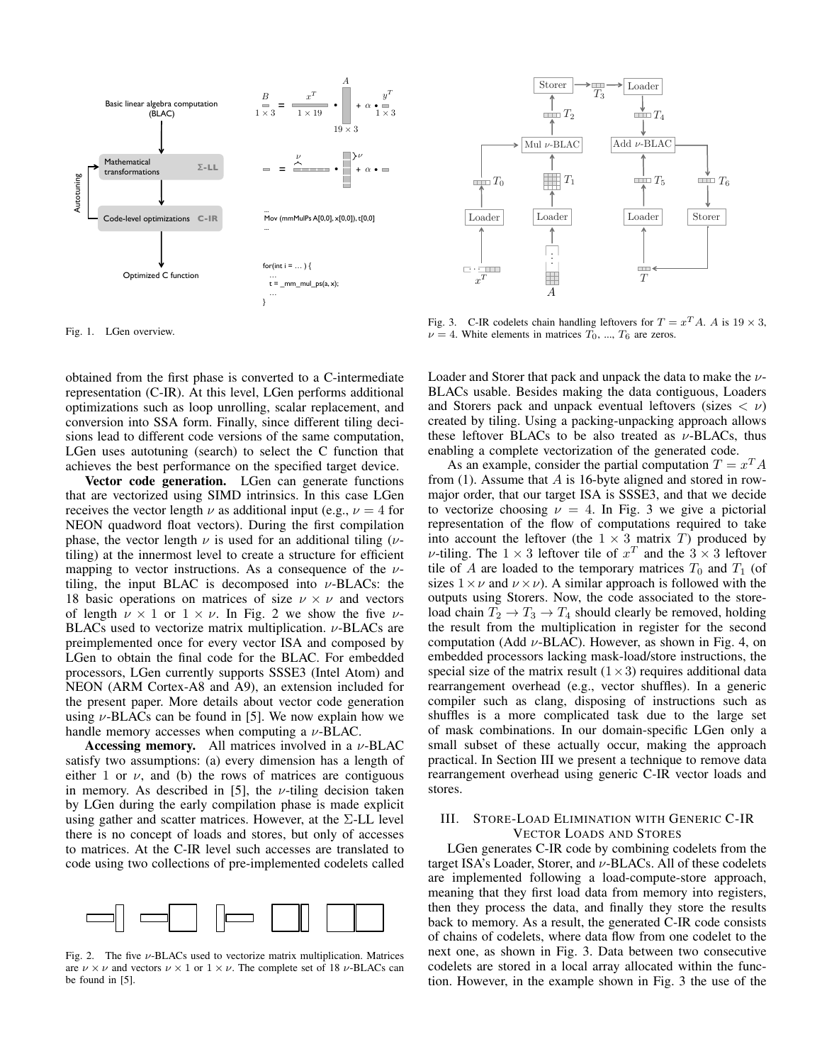Fig. 1. LGen overview.

Fig. 3. C-IR codelets chain handling leftovers for $T = x^T A$. $A$ is $19 \times 3$, $\nu = 4$. White elements in matrices $T_0$, ..., $T_6$ are zeros.

obtained from the first phase is converted to a C-intermediate representation (C-IR). At this level, LGen performs additional optimizations such as loop unrolling, scalar replacement, and conversion into SSA form. Finally, since different tiling decisions lead to different code versions of the same computation, LGen uses autotuning (search) to select the C function that achieves the best performance on the specified target device.

**Vector code generation.** LGen can generate functions that are vectorized using SIMD intrinsics. In this case LGen receives the vector length $\nu$ as additional input (e.g., $\nu = 4$ for NEON quadword float vectors). During the first compilation phase, the vector length $\nu$ is used for an additional tiling ($\nu$-tiling) at the innermost level to create a structure for efficient mapping to vector instructions. As a consequence of the $\nu$-tiling, the input BLAC is decomposed into $\nu$-BLACs: the 18 basic operations on matrices of size $\nu \times \nu$ and vectors of length $\nu \times 1$ or $1 \times \nu$. In Fig. 2 we show the five $\nu$-BLACs used to vectorize matrix multiplication. $\nu$-BLACs are preimplemented once for every vector ISA and composed by LGen to obtain the final code for the BLAC. For embedded processors, LGen currently supports SSSE3 (Intel Atom) and NEON (ARM Cortex-A8 and A9), an extension included for the present paper. More details about vector code generation using $\nu$-BLACs can be found in [5]. We now explain how we handle memory accesses when computing a $\nu$-BLAC.

**Accessing memory.** All matrices involved in a $\nu$-BLAC satisfy two assumptions: (a) every dimension has a length of either 1 or $\nu$, and (b) the rows of matrices are contiguous in memory. As described in [5], the $\nu$-tiling decision taken by LGen during the early compilation phase is made explicit using gather and scatter matrices. However, at the $\Sigma$-LL level there is no concept of loads and stores, but only of accesses to matrices. At the C-IR level such accesses are translated to code using two collections of pre-implemented codelets called

Fig. 2. The five $\nu$-BLACs used to vectorize matrix multiplication. Matrices are $\nu \times \nu$ and vectors $\nu \times 1$ or $1 \times \nu$. The complete set of 18 $\nu$-BLACs can be found in [5].

Loader and Storer that pack and unpack the data to make the $\nu$-BLACs usable. Besides making the data contiguous, Loaders and Storers pack and unpack eventual leftovers (sizes $< \nu$) created by tiling. Using a packing-unpacking approach allows these leftover BLACs to be also treated as $\nu$-BLACs, thus enabling a complete vectorization of the generated code.

As an example, consider the partial computation $T = x^T A$ from (1). Assume that $A$ is 16-byte aligned and stored in row-major order, that our target ISA is SSSE3, and that we decide to vectorize choosing $\nu = 4$. In Fig. 3 we give a pictorial representation of the flow of computations required to take into account the leftover (the $1 \times 3$ matrix $T$) produced by $\nu$-tiling. The $1 \times 3$ leftover tile of $x^T$ and the $3 \times 3$ leftover tile of $A$ are loaded to the temporary matrices $T_0$ and $T_1$ (of sizes $1 \times \nu$ and $\nu \times \nu$). A similar approach is followed with the outputs using Storers. Now, the code associated to the store-load chain $T_2 \rightarrow T_3 \rightarrow T_4$ should clearly be removed, holding the result from the multiplication in register for the second computation (Add $\nu$-BLAC). However, as shown in Fig. 4, on embedded processors lacking mask-load/store instructions, the special size of the matrix result ($1 \times 3$) requires additional data rearrangement overhead (e.g., vector shuffles). In a generic compiler such as clang, disposing of instructions such as shuffles is a more complicated task due to the large set of mask combinations. In our domain-specific LGen only a small subset of these actually occur, making the approach practical. In Section III we present a technique to remove data rearrangement overhead using generic C-IR vector loads and stores.

## III. Store-Load Elimination with Generic C-IR Vector Loads and Stores

LGen generates C-IR code by combining codelets from the target ISA's Loader, Storer, and $\nu$-BLACs. All of these codelets are implemented following a load-compute-store approach, meaning that they first load data from memory into registers, then they process the data, and finally they store the results back to memory. As a result, the generated C-IR code consists of chains of codelets, where data flow from one codelet to the next one, as shown in Fig. 3. Data between two consecutive codelets are stored in a local array allocated within the function. However, in the example shown in Fig. 3 the use of the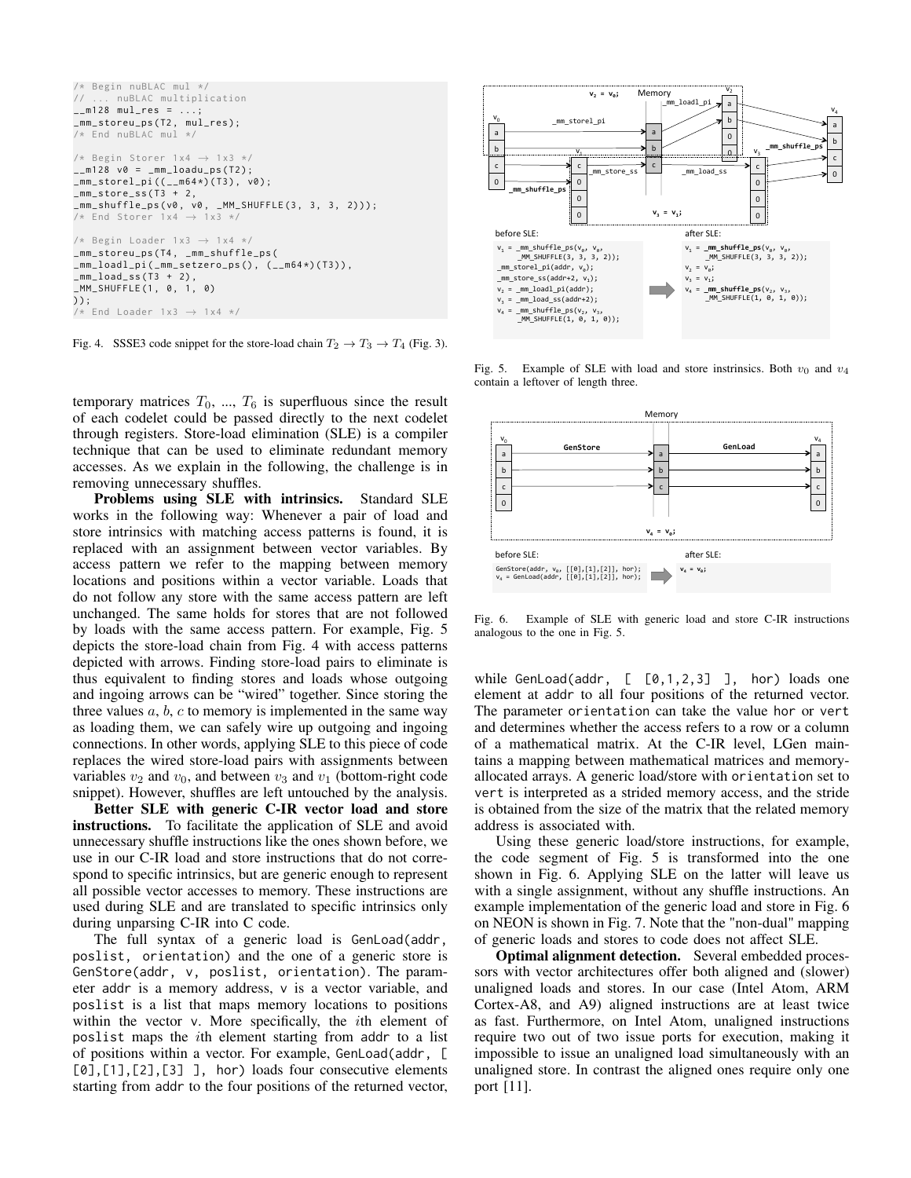```
/* Begin nuBLAC mul */
// ... nuBLAC multiplication
__m128 mul_res = ...;
_mm_storeu_ps(T2, mul_res);
/* End nuBLAC mul */

/* Begin Storer 1x4 → 1x3 */
__m128 v0 = _mm_loadu_ps(T2);
_mm_storel_pi((__m64*)(T3), v0);
_mm_store_ss(T3 + 2,
_mm_shuffle_ps(v0, v0, _MM_SHUFFLE(3, 3, 3, 2)));
/* End Storer 1x4 → 1x3 */

/* Begin Loader 1x3 → 1x4 */
_mm_storeu_ps(T4, _mm_shuffle_ps(
_mm_loadl_pi(_mm_setzero_ps(), (__m64*)(T3)),
_mm_load_ss(T3 + 2),
_MM_SHUFFLE(1, 0, 1, 0)
));
/* End Loader 1x3 → 1x4 */
```

Fig. 4. SSSE3 code snippet for the store-load chain $T_2 \to T_3 \to T_4$ (Fig. 3).

temporary matrices $T_0$, ..., $T_6$ is superfluous since the result of each codelet could be passed directly to the next codelet through registers. Store-load elimination (SLE) is a compiler technique that can be used to eliminate redundant memory accesses. As we explain in the following, the challenge is in removing unnecessary shuffles.

**Problems using SLE with intrinsics.** Standard SLE works in the following way: Whenever a pair of load and store intrinsics with matching access patterns is found, it is replaced with an assignment between vector variables. By access pattern we refer to the mapping between memory locations and positions within a vector variable. Loads that do not follow any store with the same access pattern are left unchanged. The same holds for stores that are not followed by loads with the same access pattern. For example, Fig. 5 depicts the store-load chain from Fig. 4 with access patterns depicted with arrows. Finding store-load pairs to eliminate is thus equivalent to finding stores and loads whose outgoing and ingoing arrows can be "wired" together. Since storing the three values $a$, $b$, $c$ to memory is implemented in the same way as loading them, we can safely wire up outgoing and ingoing connections. In other words, applying SLE to this piece of code replaces the wired store-load pairs with assignments between variables $v_2$ and $v_0$, and between $v_3$ and $v_1$ (bottom-right code snippet). However, shuffles are left untouched by the analysis.

**Better SLE with generic C-IR vector load and store instructions.** To facilitate the application of SLE and avoid unnecessary shuffle instructions like the ones shown before, we use in our C-IR load and store instructions that do not correspond to specific intrinsics, but are generic enough to represent all possible vector accesses to memory. These instructions are used during SLE and are translated to specific intrinsics only during unparsing C-IR into C code.

The full syntax of a generic load is GenLoad(addr, poslist, orientation) and the one of a generic store is GenStore(addr, v, poslist, orientation). The parameter addr is a memory address, v is a vector variable, and poslist is a list that maps memory locations to positions within the vector v. More specifically, the $i$th element of poslist maps the $i$th element starting from addr to a list of positions within a vector. For example, GenLoad(addr, [ [0],[1],[2],[3] ], hor) loads four consecutive elements starting from addr to the four positions of the returned vector,

v2 = v0; Memory

v0 a b c 0 — _mm_storel_pi → a b c — _mm_loadl_pi → v2 a b 0 0

_mm_shuffle_ps v1 c 0 0 0 — _mm_store_ss → c — _mm_load_ss → v3 c 0 0 0

_mm_shuffle_ps → v4 a b c 0

v3 = v1;

before SLE:

```
v1 = _mm_shuffle_ps(v0, v0,
     _MM_SHUFFLE(3, 3, 3, 2));
_mm_storel_pi(addr, v0);
_mm_store_ss(addr+2, v1);
v2 = _mm_loadl_pi(addr);
v3 = _mm_load_ss(addr+2);
v4 = _mm_shuffle_ps(v2, v3,
     _MM_SHUFFLE(1, 0, 1, 0));
```

after SLE:

```
v1 = _mm_shuffle_ps(v0, v0,
     _MM_SHUFFLE(3, 3, 3, 2));
v2 = v0;
v3 = v1;
v4 = _mm_shuffle_ps(v2, v3,
     _MM_SHUFFLE(1, 0, 1, 0));
```

Fig. 5. Example of SLE with load and store instrinsics. Both $v_0$ and $v_4$ contain a leftover of length three.

Memory

v0 a b c 0 — GenStore → a b c — GenLoad → v4 a b c 0

v4 = v0;

before SLE:

```
GenStore(addr, v0, [[0],[1],[2]], hor);
v4 = GenLoad(addr, [[0],[1],[2]], hor);
```

after SLE:

```
v4 = v0;
```

Fig. 6. Example of SLE with generic load and store C-IR instructions analogous to the one in Fig. 5.

while GenLoad(addr, [ [0,1,2,3] ], hor) loads one element at addr to all four positions of the returned vector. The parameter orientation can take the value hor or vert and determines whether the access refers to a row or a column of a mathematical matrix. At the C-IR level, LGen maintains a mapping between mathematical matrices and memory-allocated arrays. A generic load/store with orientation set to vert is interpreted as a strided memory access, and the stride is obtained from the size of the matrix that the related memory address is associated with.

Using these generic load/store instructions, for example, the code segment of Fig. 5 is transformed into the one shown in Fig. 6. Applying SLE on the latter will leave us with a single assignment, without any shuffle instructions. An example implementation of the generic load and store in Fig. 6 on NEON is shown in Fig. 7. Note that the "non-dual" mapping of generic loads and stores to code does not affect SLE.

**Optimal alignment detection.** Several embedded processors with vector architectures offer both aligned and (slower) unaligned loads and stores. In our case (Intel Atom, ARM Cortex-A8, and A9) aligned instructions are at least twice as fast. Furthermore, on Intel Atom, unaligned instructions require two out of two issue ports for execution, making it impossible to issue an unaligned load simultaneously with an unaligned store. In contrast the aligned ones require only one port [11].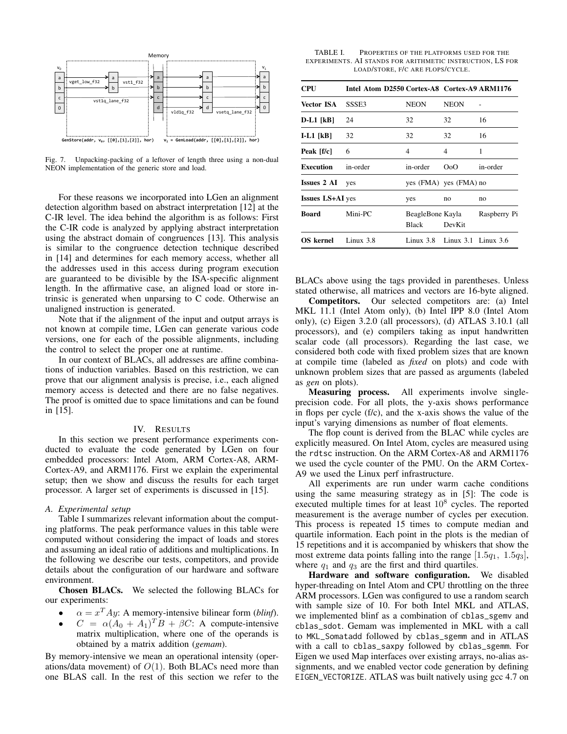Fig. 7. Unpacking-packing of a leftover of length three using a non-dual NEON implementation of the generic store and load.

For these reasons we incorporated into LGen an alignment detection algorithm based on abstract interpretation [12] at the C-IR level. The idea behind the algorithm is as follows: First the C-IR code is analyzed by applying abstract interpretation using the abstract domain of congruences [13]. This analysis is similar to the congruence detection technique described in [14] and determines for each memory access, whether all the addresses used in this access during program execution are guaranteed to be divisible by the ISA-specific alignment length. In the affirmative case, an aligned load or store intrinsic is generated when unparsing to C code. Otherwise an unaligned instruction is generated.

Note that if the alignment of the input and output arrays is not known at compile time, LGen can generate various code versions, one for each of the possible alignments, including the control to select the proper one at runtime.

In our context of BLACs, all addresses are affine combinations of induction variables. Based on this restriction, we can prove that our alignment analysis is precise, i.e., each aligned memory access is detected and there are no false negatives. The proof is omitted due to space limitations and can be found in [15].

## IV. Results

In this section we present performance experiments conducted to evaluate the code generated by LGen on four embedded processors: Intel Atom, ARM Cortex-A8, ARM-Cortex-A9, and ARM1176. First we explain the experimental setup; then we show and discuss the results for each target processor. A larger set of experiments is discussed in [15].

### A. Experimental setup

Table I summarizes relevant information about the computing platforms. The peak performance values in this table were computed without considering the impact of loads and stores and assuming an ideal ratio of additions and multiplications. In the following we describe our tests, competitors, and provide details about the configuration of our hardware and software environment.

**Chosen BLACs.** We selected the following BLACs for our experiments:

- $\alpha = x^T A y$: A memory-intensive bilinear form (*blinf*).
- $C = \alpha(A_0 + A_1)^T B + \beta C$: A compute-intensive matrix multiplication, where one of the operands is obtained by a matrix addition (*gemam*).

By memory-intensive we mean an operational intensity (operations/data movement) of $O(1)$. Both BLACs need more than one BLAS call. In the rest of this section we refer to the BLACs above using the tags provided in parentheses. Unless stated otherwise, all matrices and vectors are 16-byte aligned.

TABLE I. Properties of the platforms used for the experiments. AI stands for arithmetic instruction, LS for load/store, f/c are flops/cycle.

| CPU | Intel Atom D2550 | Cortex-A8 | Cortex-A9 | ARM1176 |
|---|---|---|---|---|
| **Vector ISA** | SSSE3 | NEON | NEON | - |
| **D-L1 [kB]** | 24 | 32 | 32 | 16 |
| **I-L1 [kB]** | 32 | 32 | 32 | 16 |
| **Peak [f/c]** | 6 | 4 | 4 | 1 |
| **Execution** | in-order | in-order | OoO | in-order |
| **Issues 2 AI** | yes | yes (FMA) | yes (FMA) | no |
| **Issues LS+AI** | yes | yes | no | no |
| **Board** | Mini-PC | BeagleBone Black | Kayla DevKit | Raspberry Pi |
| **OS kernel** | Linux 3.8 | Linux 3.8 | Linux 3.1 | Linux 3.6 |

**Competitors.** Our selected competitors are: (a) Intel MKL 11.1 (Intel Atom only), (b) Intel IPP 8.0 (Intel Atom only), (c) Eigen 3.2.0 (all processors), (d) ATLAS 3.10.1 (all processors), and (e) compilers taking as input handwritten scalar code (all processors). Regarding the last case, we considered both code with fixed problem sizes that are known at compile time (labeled as *fixed* on plots) and code with unknown problem sizes that are passed as arguments (labeled as *gen* on plots).

**Measuring process.** All experiments involve single-precision code. For all plots, the y-axis shows performance in flops per cycle (f/c), and the x-axis shows the value of the input's varying dimensions as number of float elements.

The flop count is derived from the BLAC while cycles are explicitly measured. On Intel Atom, cycles are measured using the `rdtsc` instruction. On the ARM Cortex-A8 and ARM1176 we used the cycle counter of the PMU. On the ARM Cortex-A9 we used the Linux perf infrastructure.

All experiments are run under warm cache conditions using the same measuring strategy as in [5]: The code is executed multiple times for at least $10^8$ cycles. The reported measurement is the average number of cycles per execution. This process is repeated 15 times to compute median and quartile information. Each point in the plots is the median of 15 repetitions and it is accompanied by whiskers that show the most extreme data points falling into the range $[1.5q_1,\ 1.5q_3]$, where $q_1$ and $q_3$ are the first and third quartiles.

**Hardware and software configuration.** We disabled hyper-threading on Intel Atom and CPU throttling on the three ARM processors. LGen was configured to use a random search with sample size of 10. For both Intel MKL and ATLAS, we implemented blinf as a combination of `cblas_sgemv` and `cblas_sdot`. Gemam was implemented in MKL with a call to `MKL_Somatadd` followed by `cblas_sgemm` and in ATLAS with a call to `cblas_saxpy` followed by `cblas_sgemm`. For Eigen we used Map interfaces over existing arrays, no-alias assignments, and we enabled vector code generation by defining `EIGEN_VECTORIZE`. ATLAS was built natively using gcc 4.7 on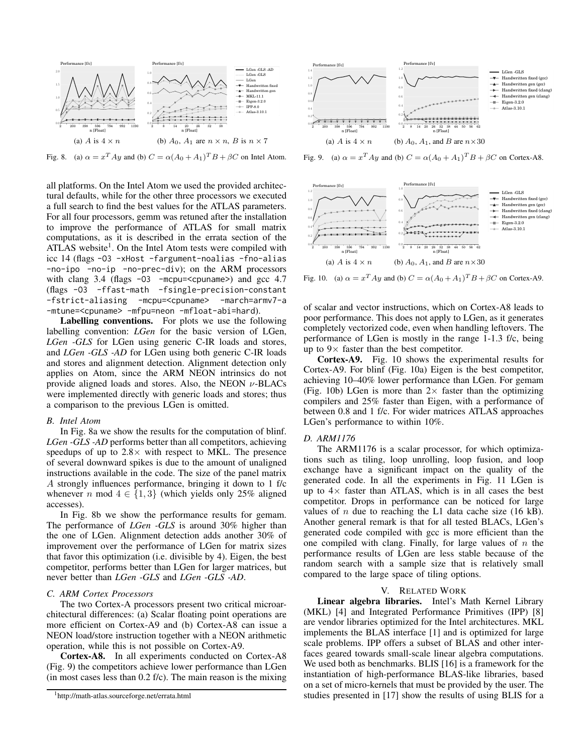Fig. 8. (a) $\alpha = x^T Ay$ and (b) $C = \alpha(A_0 + A_1)^T B + \beta C$ on Intel Atom.

Fig. 9. (a) $\alpha = x^T Ay$ and (b) $C = \alpha(A_0 + A_1)^T B + \beta C$ on Cortex-A8.

Fig. 10. (a) $\alpha = x^T Ay$ and (b) $C = \alpha(A_0 + A_1)^T B + \beta C$ on Cortex-A9.

all platforms. On the Intel Atom we used the provided architectural defaults, while for the other three processors we executed a full search to find the best values for the ATLAS parameters. For all four processors, gemm was retuned after the installation to improve the performance of ATLAS for small matrix computations, as it is described in the errata section of the ATLAS website[1]. On the Intel Atom tests were compiled with icc 14 (flags `-O3 -xHost -fargument-noalias -fno-alias -no-ipo -no-ip -no-prec-div`); on the ARM processors with clang 3.4 (flags `-O3 -mcpu=<cpuname>`) and gcc 4.7 (flags `-O3 -ffast-math -fsingle-precision-constant -fstrict-aliasing -mcpu=<cpuname> -march=armv7-a -mtune=<cpuname> -mfpu=neon -mfloat-abi=hard`).

**Labelling conventions.** For plots we use the following labelling convention: *LGen* for the basic version of LGen, *LGen -GLS* for LGen using generic C-IR loads and stores, and *LGen -GLS -AD* for LGen using both generic C-IR loads and stores and alignment detection. Alignment detection only applies on Atom, since the ARM NEON intrinsics do not provide aligned loads and stores. Also, the NEON $\nu$-BLACs were implemented directly with generic loads and stores; thus a comparison to the previous LGen is omitted.

### B. Intel Atom

In Fig. 8a we show the results for the computation of blinf. *LGen -GLS -AD* performs better than all competitors, achieving speedups of up to 2.8× with respect to MKL. The presence of several downward spikes is due to the amount of unaligned instructions available in the code. The size of the panel matrix $A$ strongly influences performance, bringing it down to 1 f/c whenever $n \bmod 4 \in \{1, 3\}$ (which yields only 25% aligned accesses).

In Fig. 8b we show the performance results for gemam. The performance of *LGen -GLS* is around 30% higher than the one of LGen. Alignment detection adds another 30% of improvement over the performance of LGen for matrix sizes that favor this optimization (i.e. divisible by 4). Eigen, the best competitor, performs better than LGen for larger matrices, but never better than *LGen -GLS* and *LGen -GLS -AD*.

### C. ARM Cortex Processors

The two Cortex-A processors present two critical microarchitectural differences: (a) Scalar floating point operations are more efficient on Cortex-A9 and (b) Cortex-A8 can issue a NEON load/store instruction together with a NEON arithmetic operation, while this is not possible on Cortex-A9.

**Cortex-A8.** In all experiments conducted on Cortex-A8 (Fig. 9) the competitors achieve lower performance than LGen (in most cases less than 0.2 f/c). The main reason is the mixing of scalar and vector instructions, which on Cortex-A8 leads to poor performance. This does not apply to LGen, as it generates completely vectorized code, even when handling leftovers. The performance of LGen is mostly in the range 1-1.3 f/c, being up to 9× faster than the best competitor.

**Cortex-A9.** Fig. 10 shows the experimental results for Cortex-A9. For blinf (Fig. 10a) Eigen is the best competitor, achieving 10–40% lower performance than LGen. For gemam (Fig. 10b) LGen is more than 2× faster than the optimizing compilers and 25% faster than Eigen, with a performance of between 0.8 and 1 f/c. For wider matrices ATLAS approaches LGen's performance to within 10%.

### D. ARM1176

The ARM1176 is a scalar processor, for which optimizations such as tiling, loop unrolling, loop fusion, and loop exchange have a significant impact on the quality of the generated code. In all the experiments in Fig. 11 LGen is up to 4× faster than ATLAS, which is in all cases the best competitor. Drops in performance can be noticed for large values of $n$ due to reaching the L1 data cache size (16 kB). Another general remark is that for all tested BLACs, LGen's generated code compiled with gcc is more efficient than the one compiled with clang. Finally, for large values of $n$ the performance results of LGen are less stable because of the random search with a sample size that is relatively small compared to the large space of tiling options.

## V. Related Work

**Linear algebra libraries.** Intel's Math Kernel Library (MKL) [4] and Integrated Performance Primitives (IPP) [8] are vendor libraries optimized for the Intel architectures. MKL implements the BLAS interface [1] and is optimized for large scale problems. IPP offers a subset of BLAS and other interfaces geared towards small-scale linear algebra computations. We used both as benchmarks. BLIS [16] is a framework for the instantiation of high-performance BLAS-like libraries, based on a set of micro-kernels that must be provided by the user. The studies presented in [17] show the results of using BLIS for a

[1] http://math-atlas.sourceforge.net/errata.html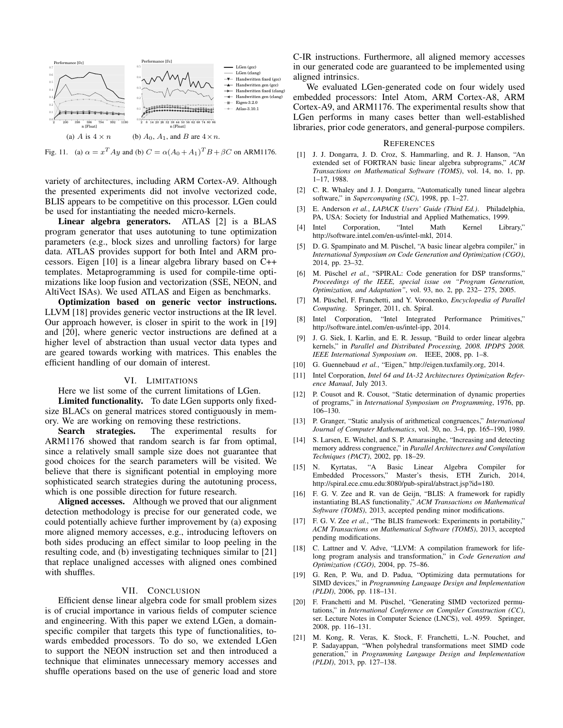Performance [f/c]

0.7
0.6
0.5
0.4
0.3
0.2
0.1
0.0

2 200 398 596 794 992 1190

n [Float]

(a) $A$ is $4 \times n$

Performance [f/c]

0.5
0.4
0.3
0.2
0.1
0.0

2 8 14 20 26 32 38 44 50 56 62 68 74 80 86

n [Float]

(b) $A_0$, $A_1$, and $B$ are $4 \times n$.

LGen (gcc)
LGen (clang)
Handwritten fixed (gcc)
Handwritten gen (gcc)
Handwritten fixed (clang)
Handwritten gen (clang)
Eigen-3.2.0
Atlas-3.10.1

Fig. 11. (a) $\alpha = x^T Ay$ and (b) $C = \alpha(A_0 + A_1)^T B + \beta C$ on ARM1176.

variety of architectures, including ARM Cortex-A9. Although the presented experiments did not involve vectorized code, BLIS appears to be competitive on this processor. LGen could be used for instantiating the needed micro-kernels.

**Linear algebra generators.** ATLAS [2] is a BLAS program generator that uses autotuning to tune optimization parameters (e.g., block sizes and unrolling factors) for large data. ATLAS provides support for both Intel and ARM processors. Eigen [10] is a linear algebra library based on C++ templates. Metaprogramming is used for compile-time optimizations like loop fusion and vectorization (SSE, NEON, and AltiVect ISAs). We used ATLAS and Eigen as benchmarks.

**Optimization based on generic vector instructions.** LLVM [18] provides generic vector instructions at the IR level. Our approach however, is closer in spirit to the work in [19] and [20], where generic vector instructions are defined at a higher level of abstraction than usual vector data types and are geared towards working with matrices. This enables the efficient handling of our domain of interest.

## VI. Limitations

Here we list some of the current limitations of LGen.

**Limited functionality.** To date LGen supports only fixed-size BLACs on general matrices stored contiguously in memory. We are working on removing these restrictions.

**Search strategies.** The experimental results for ARM1176 showed that random search is far from optimal, since a relatively small sample size does not guarantee that good choices for the search parameters will be visited. We believe that there is significant potential in employing more sophisticated search strategies during the autotuning process, which is one possible direction for future research.

**Aligned accesses.** Although we proved that our alignment detection methodology is precise for our generated code, we could potentially achieve further improvement by (a) exposing more aligned memory accesses, e.g., introducing leftovers on both sides producing an effect similar to loop peeling in the resulting code, and (b) investigating techniques similar to [21] that replace unaligned accesses with aligned ones combined with shuffles.

## VII. Conclusion

Efficient dense linear algebra code for small problem sizes is of crucial importance in various fields of computer science and engineering. With this paper we extend LGen, a domain-specific compiler that targets this type of functionalities, towards embedded processors. To do so, we extended LGen to support the NEON instruction set and then introduced a technique that eliminates unnecessary memory accesses and shuffle operations based on the use of generic load and store C-IR instructions. Furthermore, all aligned memory accesses in our generated code are guaranteed to be implemented using aligned intrinsics.

We evaluated LGen-generated code on four widely used embedded processors: Intel Atom, ARM Cortex-A8, ARM Cortex-A9, and ARM1176. The experimental results show that LGen performs in many cases better than well-established libraries, prior code generators, and general-purpose compilers.

## References

[1] J. J. Dongarra, J. D. Croz, S. Hammarling, and R. J. Hanson, "An extended set of FORTRAN basic linear algebra subprograms," *ACM Transactions on Mathematical Software (TOMS)*, vol. 14, no. 1, pp. 1–17, 1988.

[2] C. R. Whaley and J. J. Dongarra, "Automatically tuned linear algebra software," in *Supercomputing (SC)*, 1998, pp. 1–27.

[3] E. Anderson *et al.*, *LAPACK Users' Guide (Third Ed.)*. Philadelphia, PA, USA: Society for Industrial and Applied Mathematics, 1999.

[4] Intel Corporation, "Intel Math Kernel Library," http://software.intel.com/en-us/intel-mkl, 2014.

[5] D. G. Spampinato and M. Püschel, "A basic linear algebra compiler," in *International Symposium on Code Generation and Optimization (CGO)*, 2014, pp. 23–32.

[6] M. Püschel *et al.*, "SPIRAL: Code generation for DSP transforms," *Proceedings of the IEEE, special issue on "Program Generation, Optimization, and Adaptation"*, vol. 93, no. 2, pp. 232– 275, 2005.

[7] M. Püschel, F. Franchetti, and Y. Voronenko, *Encyclopedia of Parallel Computing*. Springer, 2011, ch. Spiral.

[8] Intel Corporation, "Intel Integrated Performance Primitives," http://software.intel.com/en-us/intel-ipp, 2014.

[9] J. G. Siek, I. Karlin, and E. R. Jessup, "Build to order linear algebra kernels," in *Parallel and Distributed Processing, 2008. IPDPS 2008. IEEE International Symposium on*. IEEE, 2008, pp. 1–8.

[10] G. Guennebaud *et al.*, "Eigen," http://eigen.tuxfamily.org, 2014.

[11] Intel Corporation, *Intel 64 and IA-32 Architectures Optimization Reference Manual*, July 2013.

[12] P. Cousot and R. Cousot, "Static determination of dynamic properties of programs," in *International Symposium on Programming*, 1976, pp. 106–130.

[13] P. Granger, "Static analysis of arithmetical congruences," *International Journal of Computer Mathematics*, vol. 30, no. 3-4, pp. 165–190, 1989.

[14] S. Larsen, E. Witchel, and S. P. Amarasinghe, "Increasing and detecting memory address congruence," in *Parallel Architectures and Compilation Techniques (PACT)*, 2002, pp. 18–29.

[15] N. Kyrtatas, "A Basic Linear Algebra Compiler for Embedded Processors," Master's thesis, ETH Zurich, 2014, http://spiral.ece.cmu.edu:8080/pub-spiral/abstract.jsp?id=180.

[16] F. G. V. Zee and R. van de Geijn, "BLIS: A framework for rapidly instantiating BLAS functionality," *ACM Transactions on Mathematical Software (TOMS)*, 2013, accepted pending minor modifications.

[17] F. G. V. Zee *et al.*, "The BLIS framework: Experiments in portability," *ACM Transactions on Mathematical Software (TOMS)*, 2013, accepted pending modifications.

[18] C. Lattner and V. Adve, "LLVM: A compilation framework for lifelong program analysis and transformation," in *Code Generation and Optimization (CGO)*, 2004, pp. 75–86.

[19] G. Ren, P. Wu, and D. Padua, "Optimizing data permutations for SIMD devices," in *Programming Language Design and Implementation (PLDI)*, 2006, pp. 118–131.

[20] F. Franchetti and M. Püschel, "Generating SIMD vectorized permutations," in *International Conference on Compiler Construction (CC)*, ser. Lecture Notes in Computer Science (LNCS), vol. 4959. Springer, 2008, pp. 116–131.

[21] M. Kong, R. Veras, K. Stock, F. Franchetti, L.-N. Pouchet, and P. Sadayappan, "When polyhedral transformations meet SIMD code generation," in *Programming Language Design and Implementation (PLDI)*, 2013, pp. 127–138.